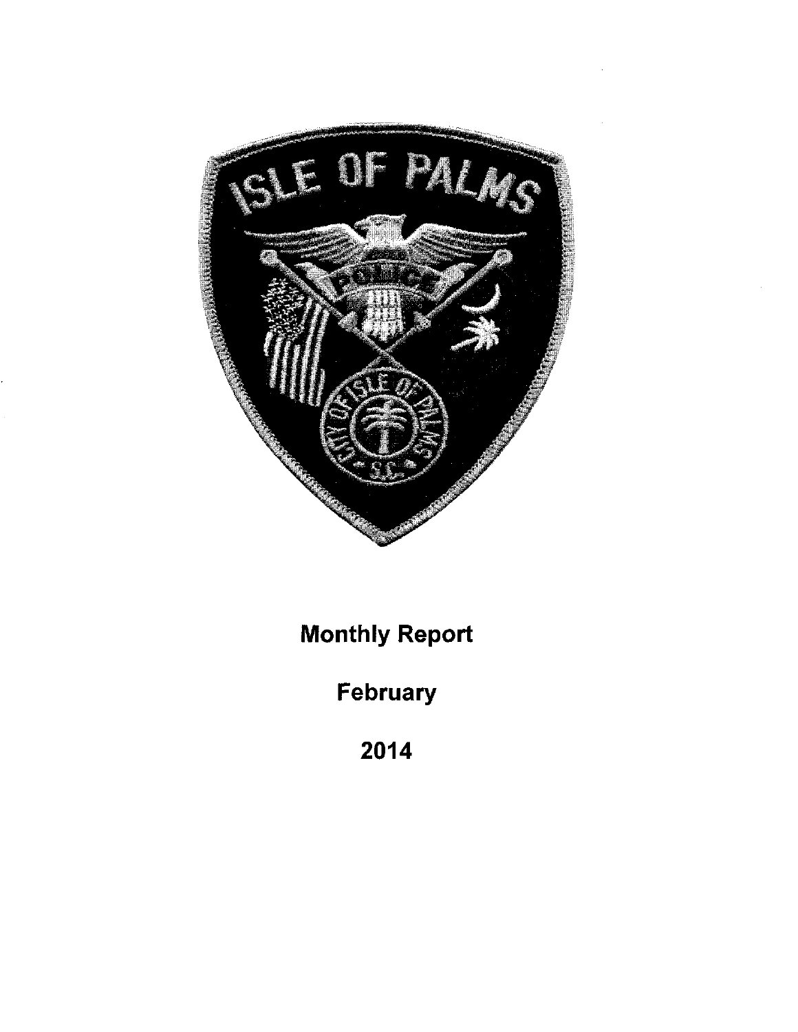# Monthly Report

## February

## 2014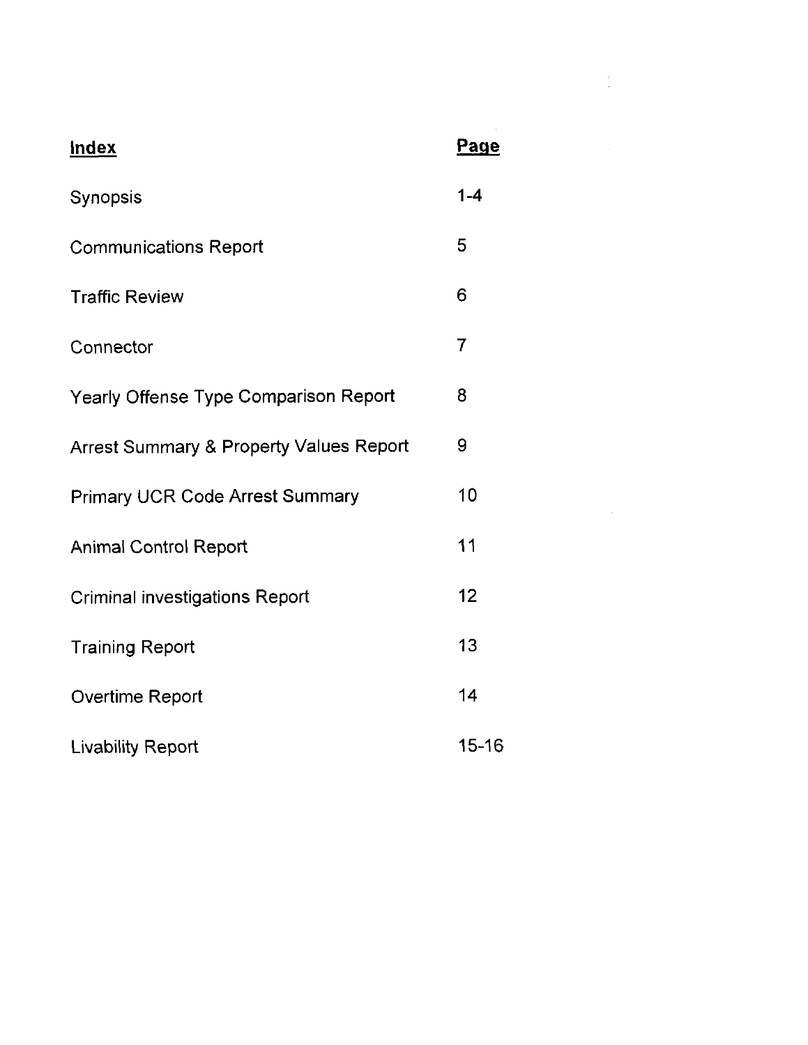| Index | Page |
|---|---|
| Synopsis | 1-4 |
| Communications Report | 5 |
| Traffic Review | 6 |
| Connector | 7 |
| Yearly Offense Type Comparison Report | 8 |
| Arrest Summary & Property Values Report | 9 |
| Primary UCR Code Arrest Summary | 10 |
| Animal Control Report | 11 |
| Criminal investigations Report | 12 |
| Training Report | 13 |
| Overtime Report | 14 |
| Livability Report | 15-16 |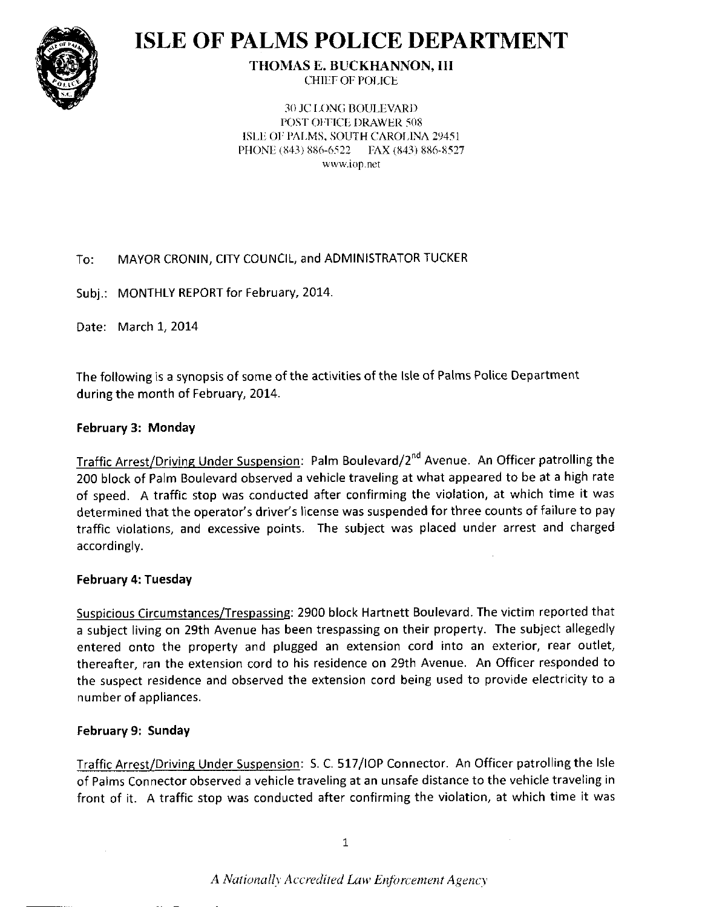# ISLE OF PALMS POLICE DEPARTMENT

**THOMAS E. BUCKHANNON, III**
CHIEF OF POLICE

30 JC LONG BOULEVARD
POST OFFICE DRAWER 508
ISLE OF PALMS, SOUTH CAROLINA 29451
PHONE (843) 886-6522 FAX (843) 886-8527
www.iop.net

To: MAYOR CRONIN, CITY COUNCIL, and ADMINISTRATOR TUCKER

Subj.: MONTHLY REPORT for February, 2014.

Date: March 1, 2014

The following is a synopsis of some of the activities of the Isle of Palms Police Department during the month of February, 2014.

**February 3: Monday**

Traffic Arrest/Driving Under Suspension: Palm Boulevard/2nd Avenue. An Officer patrolling the 200 block of Palm Boulevard observed a vehicle traveling at what appeared to be at a high rate of speed. A traffic stop was conducted after confirming the violation, at which time it was determined that the operator's driver's license was suspended for three counts of failure to pay traffic violations, and excessive points. The subject was placed under arrest and charged accordingly.

**February 4: Tuesday**

Suspicious Circumstances/Trespassing: 2900 block Hartnett Boulevard. The victim reported that a subject living on 29th Avenue has been trespassing on their property. The subject allegedly entered onto the property and plugged an extension cord into an exterior, rear outlet, thereafter, ran the extension cord to his residence on 29th Avenue. An Officer responded to the suspect residence and observed the extension cord being used to provide electricity to a number of appliances.

**February 9: Sunday**

Traffic Arrest/Driving Under Suspension: S. C. 517/IOP Connector. An Officer patrolling the Isle of Palms Connector observed a vehicle traveling at an unsafe distance to the vehicle traveling in front of it. A traffic stop was conducted after confirming the violation, at which time it was

*A Nationally Accredited Law Enforcement Agency*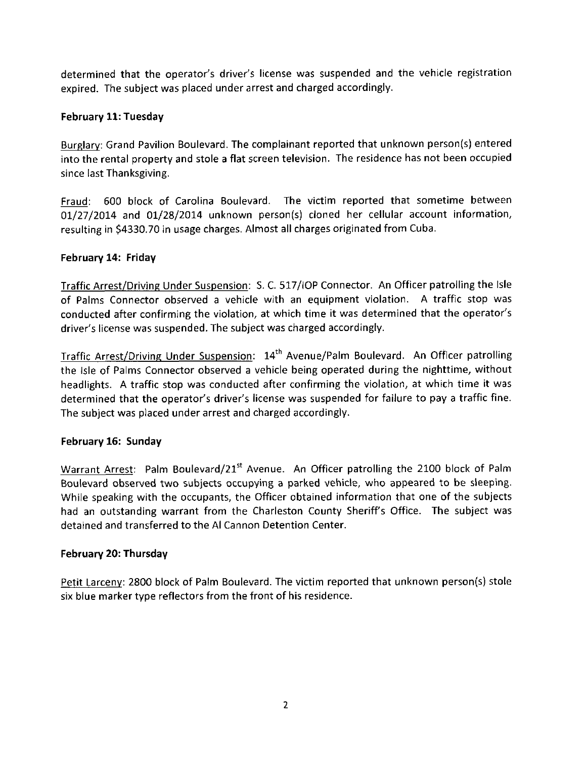determined that the operator's driver's license was suspended and the vehicle registration expired. The subject was placed under arrest and charged accordingly.

**February 11: Tuesday**

Burglary: Grand Pavilion Boulevard. The complainant reported that unknown person(s) entered into the rental property and stole a flat screen television. The residence has not been occupied since last Thanksgiving.

Fraud: 600 block of Carolina Boulevard. The victim reported that sometime between 01/27/2014 and 01/28/2014 unknown person(s) cloned her cellular account information, resulting in $4330.70 in usage charges. Almost all charges originated from Cuba.

**February 14: Friday**

Traffic Arrest/Driving Under Suspension: S. C. 517/IOP Connector. An Officer patrolling the Isle of Palms Connector observed a vehicle with an equipment violation. A traffic stop was conducted after confirming the violation, at which time it was determined that the operator's driver's license was suspended. The subject was charged accordingly.

Traffic Arrest/Driving Under Suspension: 14th Avenue/Palm Boulevard. An Officer patrolling the Isle of Palms Connector observed a vehicle being operated during the nighttime, without headlights. A traffic stop was conducted after confirming the violation, at which time it was determined that the operator's driver's license was suspended for failure to pay a traffic fine. The subject was placed under arrest and charged accordingly.

**February 16: Sunday**

Warrant Arrest: Palm Boulevard/21st Avenue. An Officer patrolling the 2100 block of Palm Boulevard observed two subjects occupying a parked vehicle, who appeared to be sleeping. While speaking with the occupants, the Officer obtained information that one of the subjects had an outstanding warrant from the Charleston County Sheriff's Office. The subject was detained and transferred to the Al Cannon Detention Center.

**February 20: Thursday**

Petit Larceny: 2800 block of Palm Boulevard. The victim reported that unknown person(s) stole six blue marker type reflectors from the front of his residence.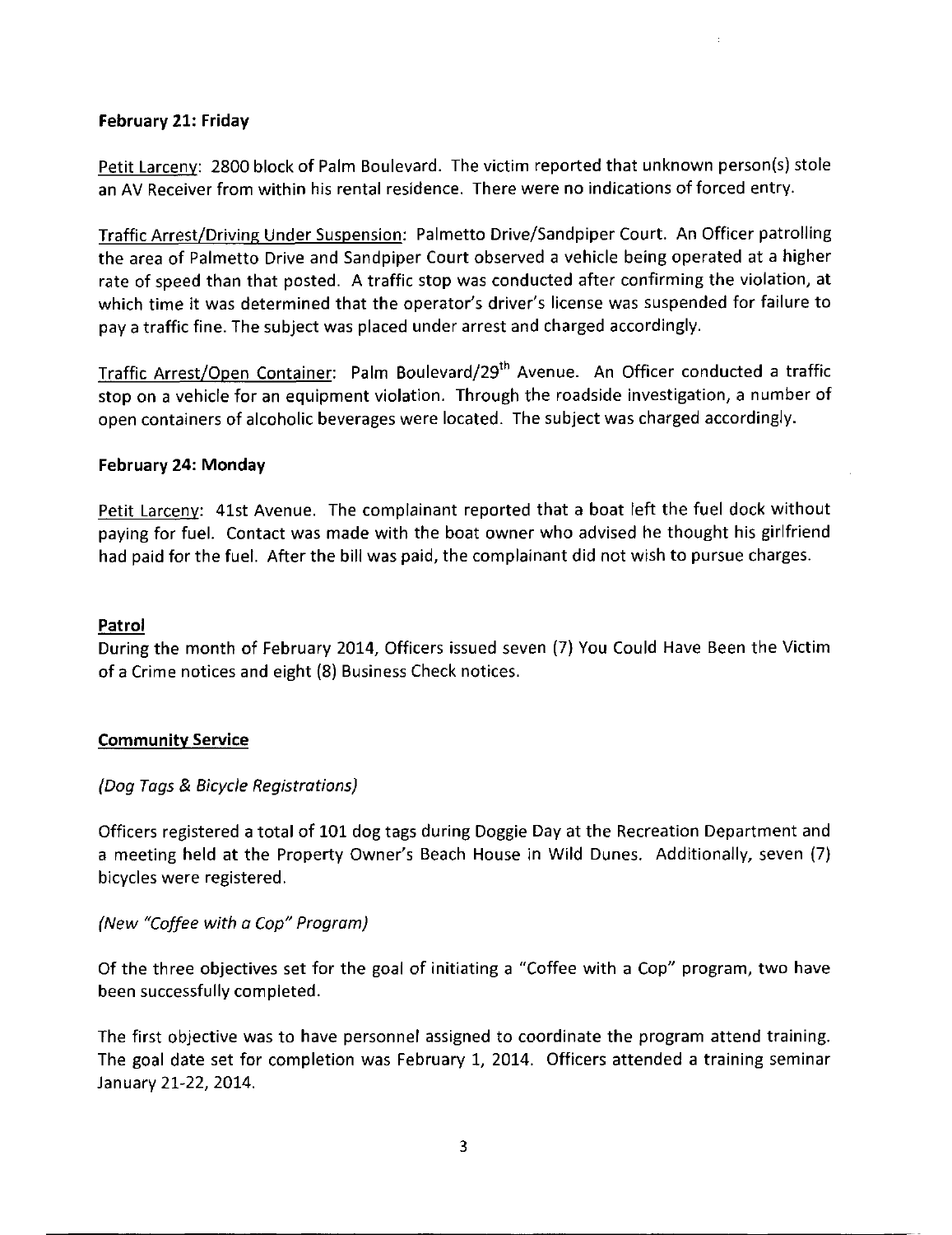**February 21: Friday**

Petit Larceny: 2800 block of Palm Boulevard. The victim reported that unknown person(s) stole an AV Receiver from within his rental residence. There were no indications of forced entry.

Traffic Arrest/Driving Under Suspension: Palmetto Drive/Sandpiper Court. An Officer patrolling the area of Palmetto Drive and Sandpiper Court observed a vehicle being operated at a higher rate of speed than that posted. A traffic stop was conducted after confirming the violation, at which time it was determined that the operator's driver's license was suspended for failure to pay a traffic fine. The subject was placed under arrest and charged accordingly.

Traffic Arrest/Open Container: Palm Boulevard/29th Avenue. An Officer conducted a traffic stop on a vehicle for an equipment violation. Through the roadside investigation, a number of open containers of alcoholic beverages were located. The subject was charged accordingly.

**February 24: Monday**

Petit Larceny: 41st Avenue. The complainant reported that a boat left the fuel dock without paying for fuel. Contact was made with the boat owner who advised he thought his girlfriend had paid for the fuel. After the bill was paid, the complainant did not wish to pursue charges.

**Patrol**

During the month of February 2014, Officers issued seven (7) You Could Have Been the Victim of a Crime notices and eight (8) Business Check notices.

**Community Service**

*(Dog Tags & Bicycle Registrations)*

Officers registered a total of 101 dog tags during Doggie Day at the Recreation Department and a meeting held at the Property Owner's Beach House in Wild Dunes. Additionally, seven (7) bicycles were registered.

*(New "Coffee with a Cop" Program)*

Of the three objectives set for the goal of initiating a "Coffee with a Cop" program, two have been successfully completed.

The first objective was to have personnel assigned to coordinate the program attend training. The goal date set for completion was February 1, 2014. Officers attended a training seminar January 21-22, 2014.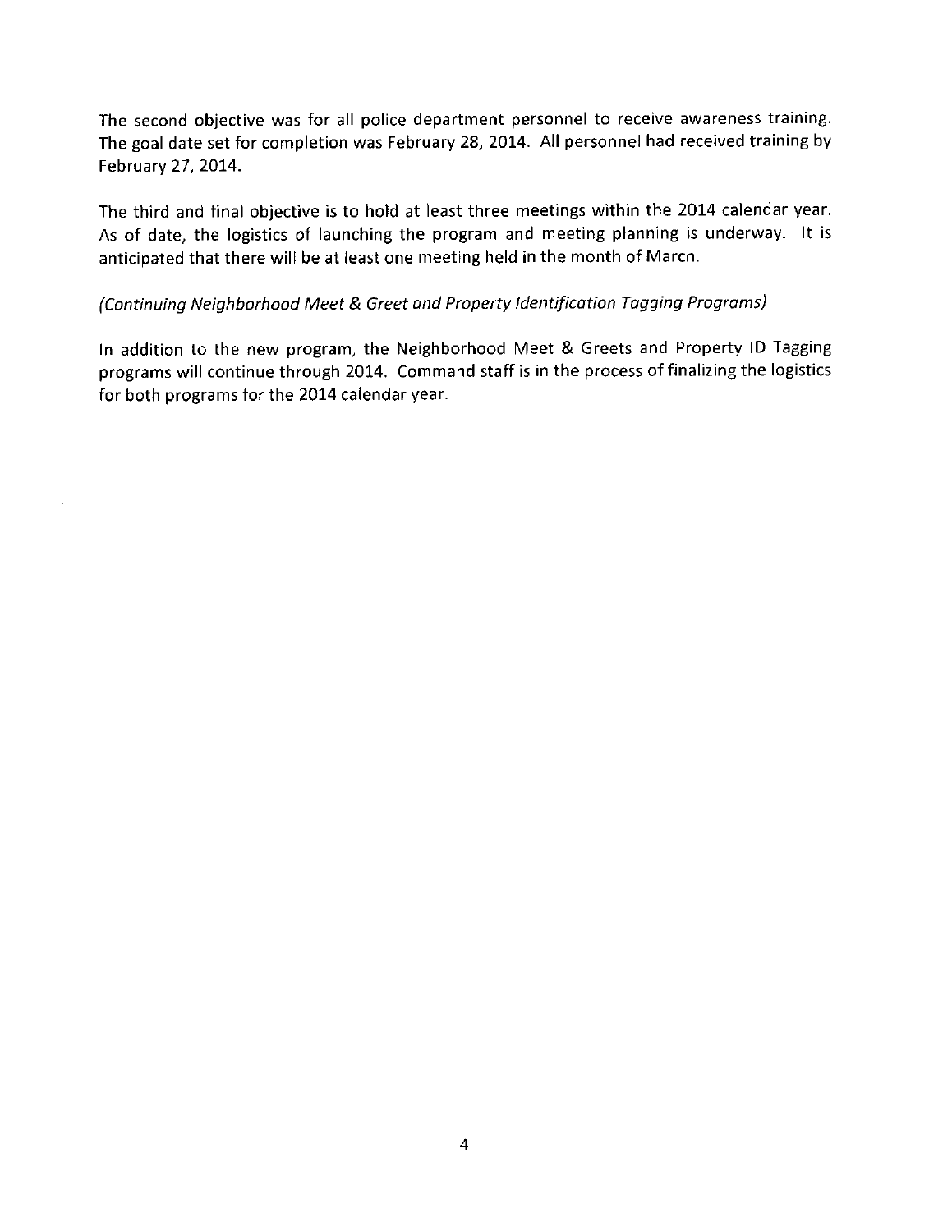The second objective was for all police department personnel to receive awareness training. The goal date set for completion was February 28, 2014. All personnel had received training by February 27, 2014.

The third and final objective is to hold at least three meetings within the 2014 calendar year. As of date, the logistics of launching the program and meeting planning is underway. It is anticipated that there will be at least one meeting held in the month of March.

*(Continuing Neighborhood Meet & Greet and Property Identification Tagging Programs)*

In addition to the new program, the Neighborhood Meet & Greets and Property ID Tagging programs will continue through 2014. Command staff is in the process of finalizing the logistics for both programs for the 2014 calendar year.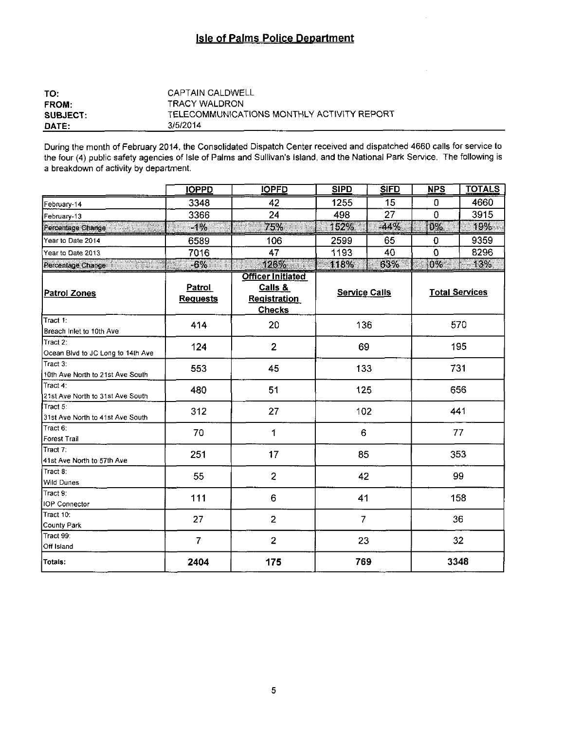## Isle of Palms Police Department

**TO:** CAPTAIN CALDWELL
**FROM:** TRACY WALDRON
**SUBJECT:** TELECOMMUNICATIONS MONTHLY ACTIVITY REPORT
**DATE:** 3/5/2014

During the month of February 2014, the Consolidated Dispatch Center received and dispatched 4660 calls for service to the four (4) public safety agencies of Isle of Palms and Sullivan's Island, and the National Park Service. The following is a breakdown of activity by department.

| | IOPPD | IOPFD | SIPD | SIFD | NPS | TOTALS |
|---|---|---|---|---|---|---|
| February-14 | 3348 | 42 | 1255 | 15 | 0 | 4660 |
| February-13 | 3366 | 24 | 498 | 27 | 0 | 3915 |
| Percentage Change | -1% | 75% | 152% | -44% | 0% | 19% |
| Year to Date 2014 | 6589 | 106 | 2599 | 65 | 0 | 9359 |
| Year to Date 2013 | 7016 | 47 | 1193 | 40 | 0 | 8296 |
| Percentage Change | -6% | 126% | 118% | 63% | 0% | 13% |

| Patrol Zones | Patrol Requests | Officer Initiated Calls & Registration Checks | Service Calls | Total Services |
|---|---|---|---|---|
| Tract 1: Breach Inlet to 10th Ave | 414 | 20 | 136 | 570 |
| Tract 2: Ocean Blvd to JC Long to 14th Ave | 124 | 2 | 69 | 195 |
| Tract 3: 10th Ave North to 21st Ave South | 553 | 45 | 133 | 731 |
| Tract 4: 21st Ave North to 31st Ave South | 480 | 51 | 125 | 656 |
| Tract 5: 31st Ave North to 41st Ave South | 312 | 27 | 102 | 441 |
| Tract 6: Forest Trail | 70 | 1 | 6 | 77 |
| Tract 7: 41st Ave North to 57th Ave | 251 | 17 | 85 | 353 |
| Tract 8: Wild Dunes | 55 | 2 | 42 | 99 |
| Tract 9: IOP Connector | 111 | 6 | 41 | 158 |
| Tract 10: County Park | 27 | 2 | 7 | 36 |
| Tract 99: Off Island | 7 | 2 | 23 | 32 |
| **Totals:** | **2404** | **175** | **769** | **3348** |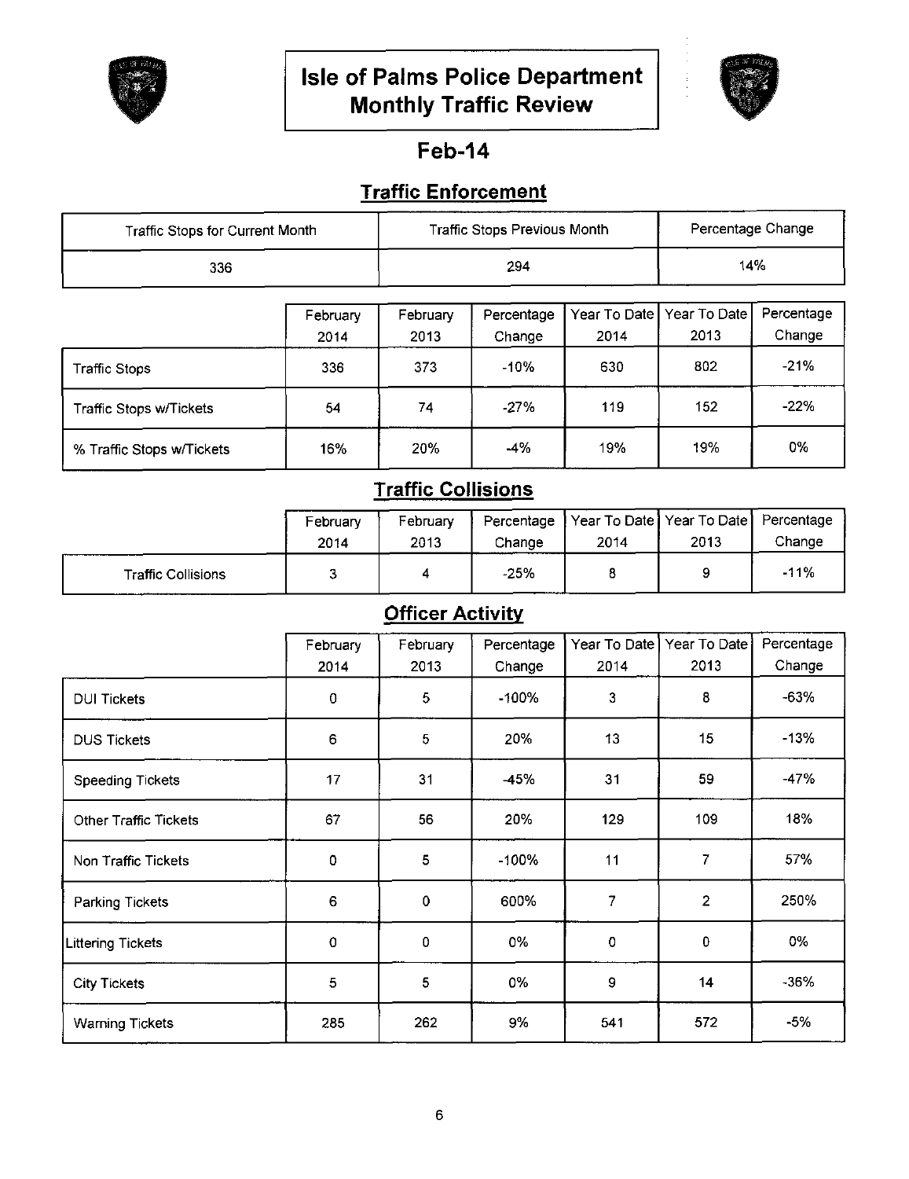# Isle of Palms Police Department Monthly Traffic Review

## Feb-14

### Traffic Enforcement

| Traffic Stops for Current Month | Traffic Stops Previous Month | Percentage Change |
|---|---|---|
| 336 | 294 | 14% |

| | February 2014 | February 2013 | Percentage Change | Year To Date 2014 | Year To Date 2013 | Percentage Change |
|---|---|---|---|---|---|---|
| Traffic Stops | 336 | 373 | -10% | 630 | 802 | -21% |
| Traffic Stops w/Tickets | 54 | 74 | -27% | 119 | 152 | -22% |
| % Traffic Stops w/Tickets | 16% | 20% | -4% | 19% | 19% | 0% |

### Traffic Collisions

| | February 2014 | February 2013 | Percentage Change | Year To Date 2014 | Year To Date 2013 | Percentage Change |
|---|---|---|---|---|---|---|
| Traffic Collisions | 3 | 4 | -25% | 8 | 9 | -11% |

### Officer Activity

| | February 2014 | February 2013 | Percentage Change | Year To Date 2014 | Year To Date 2013 | Percentage Change |
|---|---|---|---|---|---|---|
| DUI Tickets | 0 | 5 | -100% | 3 | 8 | -63% |
| DUS Tickets | 6 | 5 | 20% | 13 | 15 | -13% |
| Speeding Tickets | 17 | 31 | -45% | 31 | 59 | -47% |
| Other Traffic Tickets | 67 | 56 | 20% | 129 | 109 | 18% |
| Non Traffic Tickets | 0 | 5 | -100% | 11 | 7 | 57% |
| Parking Tickets | 6 | 0 | 600% | 7 | 2 | 250% |
| Littering Tickets | 0 | 0 | 0% | 0 | 0 | 0% |
| City Tickets | 5 | 5 | 0% | 9 | 14 | -36% |
| Warning Tickets | 285 | 262 | 9% | 541 | 572 | -5% |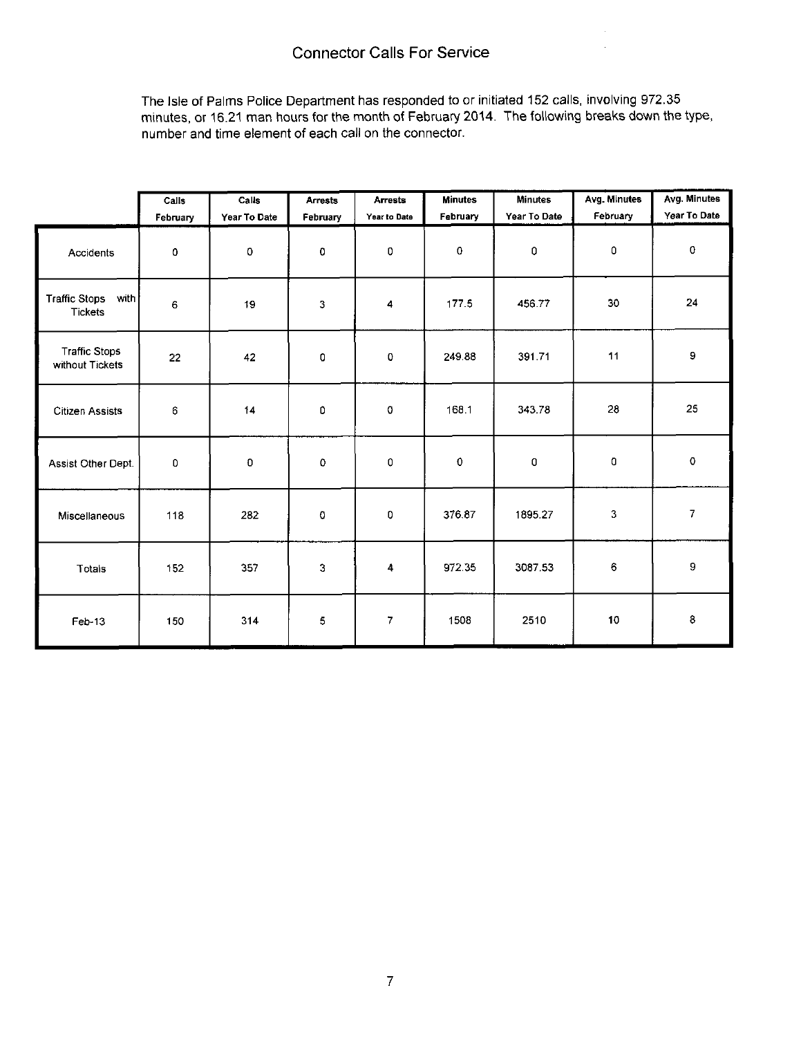# Connector Calls For Service

The Isle of Palms Police Department has responded to or initiated 152 calls, involving 972.35 minutes, or 16.21 man hours for the month of February 2014. The following breaks down the type, number and time element of each call on the connector.

| | Calls February | Calls Year To Date | Arrests February | Arrests Year to Date | Minutes February | Minutes Year To Date | Avg. Minutes February | Avg. Minutes Year To Date |
|---|---|---|---|---|---|---|---|---|
| Accidents | 0 | 0 | 0 | 0 | 0 | 0 | 0 | 0 |
| Traffic Stops with Tickets | 6 | 19 | 3 | 4 | 177.5 | 456.77 | 30 | 24 |
| Traffic Stops without Tickets | 22 | 42 | 0 | 0 | 249.88 | 391.71 | 11 | 9 |
| Citizen Assists | 6 | 14 | 0 | 0 | 168.1 | 343.78 | 28 | 25 |
| Assist Other Dept. | 0 | 0 | 0 | 0 | 0 | 0 | 0 | 0 |
| Miscellaneous | 118 | 282 | 0 | 0 | 376.87 | 1895.27 | 3 | 7 |
| Totals | 152 | 357 | 3 | 4 | 972.35 | 3087.53 | 6 | 9 |
| Feb-13 | 150 | 314 | 5 | 7 | 1508 | 2510 | 10 | 8 |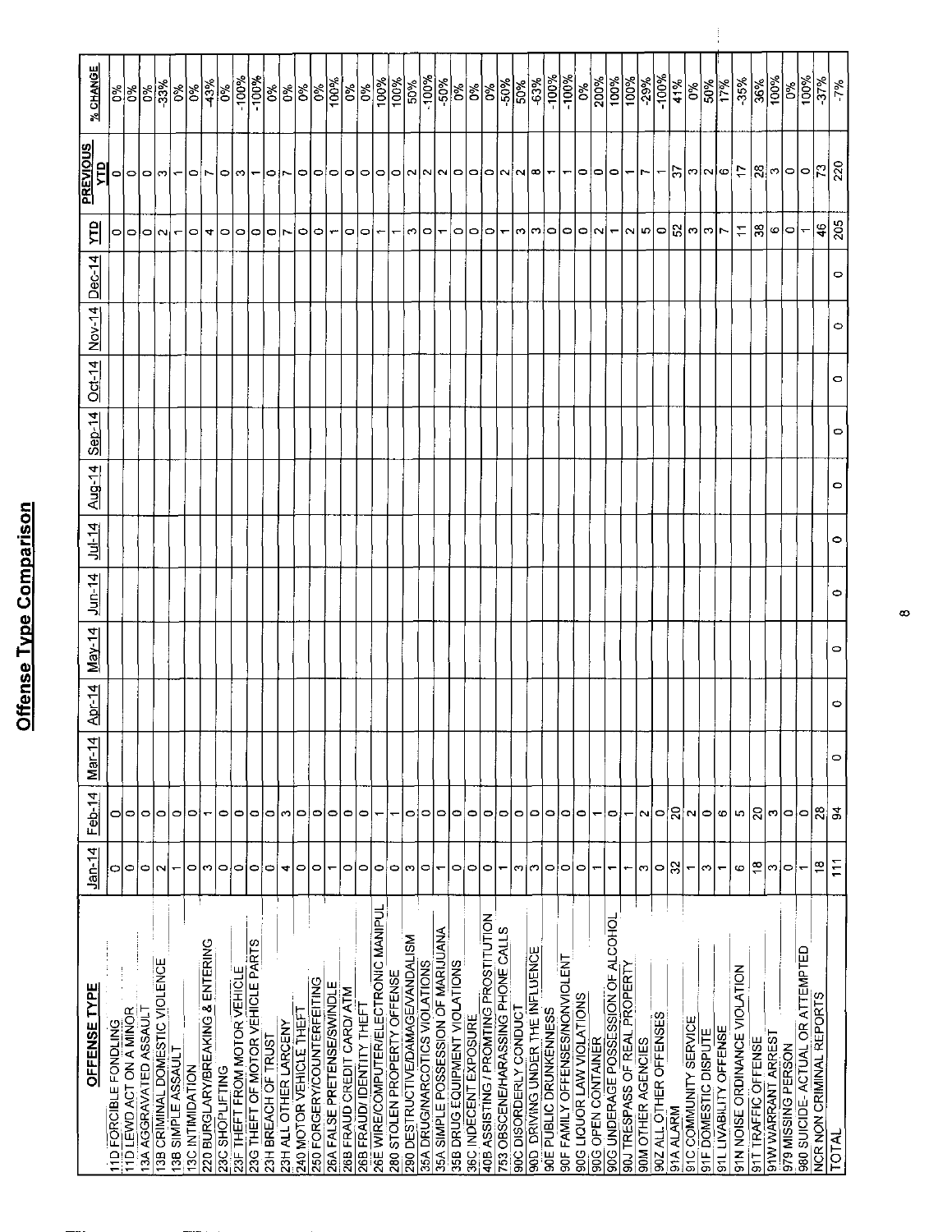# Offense Type Comparison

| OFFENSE TYPE | Jan-14 | Feb-14 | Mar-14 | Apr-14 | May-14 | Jun-14 | Jul-14 | Aug-14 | Sep-14 | Oct-14 | Nov-14 | Dec-14 | YTD | PREVIOUS YTD | % CHANGE |
|---|---|---|---|---|---|---|---|---|---|---|---|---|---|---|---|
| 11D FORCIBLE FONDLING | 0 | 0 | | | | | | | | | | | 0 | 0 | 0% |
| 11D LEWD ACT ON A MINOR | 0 | 0 | | | | | | | | | | | 0 | 0 | 0% |
| 13A AGGRAVATED ASSAULT | 0 | 0 | | | | | | | | | | | 0 | 0 | 0% |
| 13B CRIMINAL DOMESTIC VIOLENCE | 2 | 0 | | | | | | | | | | | 2 | 3 | -33% |
| 13B SIMPLE ASSAULT | 1 | 0 | | | | | | | | | | | 1 | 1 | 0% |
| 13C INTIMIDATION | 0 | 0 | | | | | | | | | | | 0 | 0 | 0% |
| 220 BURGLARY/BREAKING & ENTERING | 3 | 1 | | | | | | | | | | | 4 | 7 | -43% |
| 23C SHOPLIFTING | 0 | 0 | | | | | | | | | | | 0 | 0 | 0% |
| 23F THEFT FROM MOTOR VEHICLE | 0 | 0 | | | | | | | | | | | 0 | 3 | -100% |
| 23G THEFT OF MOTOR VEHICLE PARTS | 0 | 0 | | | | | | | | | | | 0 | 1 | -100% |
| 23H BREACH OF TRUST | 0 | 0 | | | | | | | | | | | 0 | 0 | 0% |
| 23H ALL OTHER LARCENY | 4 | 3 | | | | | | | | | | | 7 | 7 | 0% |
| 240 MOTOR VEHICLE THEFT | 0 | 0 | | | | | | | | | | | 0 | 0 | 0% |
| 250 FORGERY/COUNTERFEITING | 0 | 0 | | | | | | | | | | | 0 | 0 | 0% |
| 26A FALSE PRETENSE/SWINDLE | 1 | 0 | | | | | | | | | | | 1 | 0 | 100% |
| 26B FRAUD CREDIT CARD/ ATM | 0 | 0 | | | | | | | | | | | 0 | 0 | 0% |
| 26B FRAUD/ IDENTITY THEFT | 0 | 0 | | | | | | | | | | | 0 | 0 | 0% |
| 26E WIRE/COMPUTER/ELECTRONIC MANIPUL | 0 | 1 | | | | | | | | | | | 1 | 0 | 100% |
| 280 STOLEN PROPERTY OFFENSE | 0 | 1 | | | | | | | | | | | 1 | 0 | 100% |
| 290 DESTRUCTIVE/DAMAGE/VANDALISM | 3 | 0 | | | | | | | | | | | 3 | 2 | 50% |
| 35A DRUG/NARCOTICS VIOLATIONS | 0 | 0 | | | | | | | | | | | 0 | 2 | -100% |
| 35A SIMPLE POSSESSION OF MARIJUANA | 1 | 0 | | | | | | | | | | | 1 | 2 | -50% |
| 35B DRUG EQUIPMENT VIOLATIONS | 0 | 0 | | | | | | | | | | | 0 | 0 | 0% |
| 36C INDECENT EXPOSURE | 0 | 0 | | | | | | | | | | | 0 | 0 | 0% |
| 40B ASSISTING / PROMTING PROSTITUTION | 0 | 0 | | | | | | | | | | | 0 | 0 | 0% |
| 753 OBSCENE/HARASSING PHONE CALLS | 1 | 0 | | | | | | | | | | | 1 | 2 | -50% |
| 90C DISORDERLY CONDUCT | 3 | 0 | | | | | | | | | | | 3 | 2 | 50% |
| 90D DRIVING UNDER THE INFLUENCE | 3 | 0 | | | | | | | | | | | 3 | 8 | -63% |
| 90E PUBLIC DRUNKENNESS | 0 | 0 | | | | | | | | | | | 0 | 1 | -100% |
| 90F FAMILY OFFENSES/NONVIOLENT | 0 | 0 | | | | | | | | | | | 0 | 1 | -100% |
| 90G LIQUOR LAW VIOLATIONS | 0 | 0 | | | | | | | | | | | 0 | 0 | 0% |
| 90G OPEN CONTAINER | 1 | 1 | | | | | | | | | | | 2 | 0 | 200% |
| 90G UNDERAGE POSSESSION OF ALCOHOL | 1 | 0 | | | | | | | | | | | 1 | 0 | 100% |
| 90J TRESPASS OF REAL PROPERTY | 1 | 1 | | | | | | | | | | | 2 | 1 | 100% |
| 90M OTHER AGENCIES | 3 | 2 | | | | | | | | | | | 5 | 7 | -29% |
| 90Z ALL OTHER OFFENSES | 0 | 0 | | | | | | | | | | | 0 | 1 | -100% |
| 91A ALARM | 32 | 20 | | | | | | | | | | | 52 | 37 | 41% |
| 91C COMMUNITY SERVICE | 1 | 2 | | | | | | | | | | | 3 | 3 | 0% |
| 91F DOMESTIC DISPUTE | 3 | 0 | | | | | | | | | | | 3 | 2 | 50% |
| 91L LIVABILITY OFFENSE | 1 | 6 | | | | | | | | | | | 7 | 6 | 17% |
| 91N NOISE ORDINANCE VIOLATION | 6 | 5 | | | | | | | | | | | 11 | 17 | -35% |
| 91T TRAFFIC OFFENSE | 18 | 20 | | | | | | | | | | | 38 | 28 | 36% |
| 91W WARRANT ARREST | 3 | 3 | | | | | | | | | | | 6 | 3 | 100% |
| 979 MISSING PERSON | 0 | 0 | | | | | | | | | | | 0 | 0 | 0% |
| 980 SUICIDE- ACTUAL OR ATTEMPTED | 1 | 0 | | | | | | | | | | | 1 | 0 | 100% |
| NCR NON CRIMINAL REPORTS | 18 | 28 | | | | | | | | | | | 46 | 73 | -37% |
| TOTAL | 111 | 94 | 0 | 0 | 0 | 0 | 0 | 0 | 0 | 0 | 0 | 0 | 205 | 220 | -7% |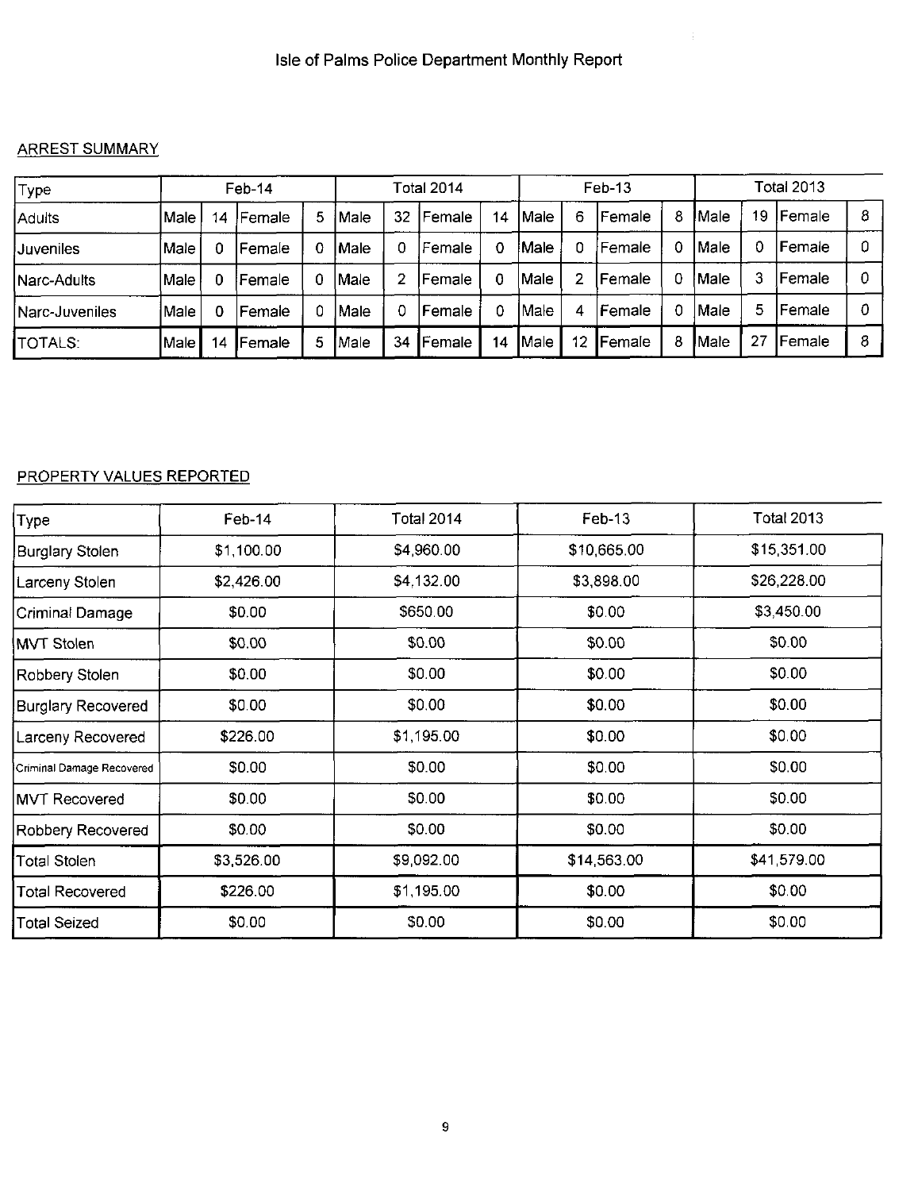# Isle of Palms Police Department Monthly Report

## ARREST SUMMARY

| Type | Feb-14 | | | | Total 2014 | | | | Feb-13 | | | | Total 2013 | | | |
|---|---|---|---|---|---|---|---|---|---|---|---|---|---|---|---|---|
| Adults | Male | 14 | Female | 5 | Male | 32 | Female | 14 | Male | 6 | Female | 8 | Male | 19 | Female | 8 |
| Juveniles | Male | 0 | Female | 0 | Male | 0 | Female | 0 | Male | 0 | Female | 0 | Male | 0 | Female | 0 |
| Narc-Adults | Male | 0 | Female | 0 | Male | 2 | Female | 0 | Male | 2 | Female | 0 | Male | 3 | Female | 0 |
| Narc-Juveniles | Male | 0 | Female | 0 | Male | 0 | Female | 0 | Male | 4 | Female | 0 | Male | 5 | Female | 0 |
| TOTALS: | Male | 14 | Female | 5 | Male | 34 | Female | 14 | Male | 12 | Female | 8 | Male | 27 | Female | 8 |

## PROPERTY VALUES REPORTED

| Type | Feb-14 | Total 2014 | Feb-13 | Total 2013 |
|---|---|---|---|---|
| Burglary Stolen | $1,100.00 | $4,960.00 | $10,665.00 | $15,351.00 |
| Larceny Stolen | $2,426.00 | $4,132.00 | $3,898.00 | $26,228.00 |
| Criminal Damage | $0.00 | $650.00 | $0.00 | $3,450.00 |
| MVT Stolen | $0.00 | $0.00 | $0.00 | $0.00 |
| Robbery Stolen | $0.00 | $0.00 | $0.00 | $0.00 |
| Burglary Recovered | $0.00 | $0.00 | $0.00 | $0.00 |
| Larceny Recovered | $226.00 | $1,195.00 | $0.00 | $0.00 |
| Criminal Damage Recovered | $0.00 | $0.00 | $0.00 | $0.00 |
| MVT Recovered | $0.00 | $0.00 | $0.00 | $0.00 |
| Robbery Recovered | $0.00 | $0.00 | $0.00 | $0.00 |
| Total Stolen | $3,526.00 | $9,092.00 | $14,563.00 | $41,579.00 |
| Total Recovered | $226.00 | $1,195.00 | $0.00 | $0.00 |
| Total Seized | $0.00 | $0.00 | $0.00 | $0.00 |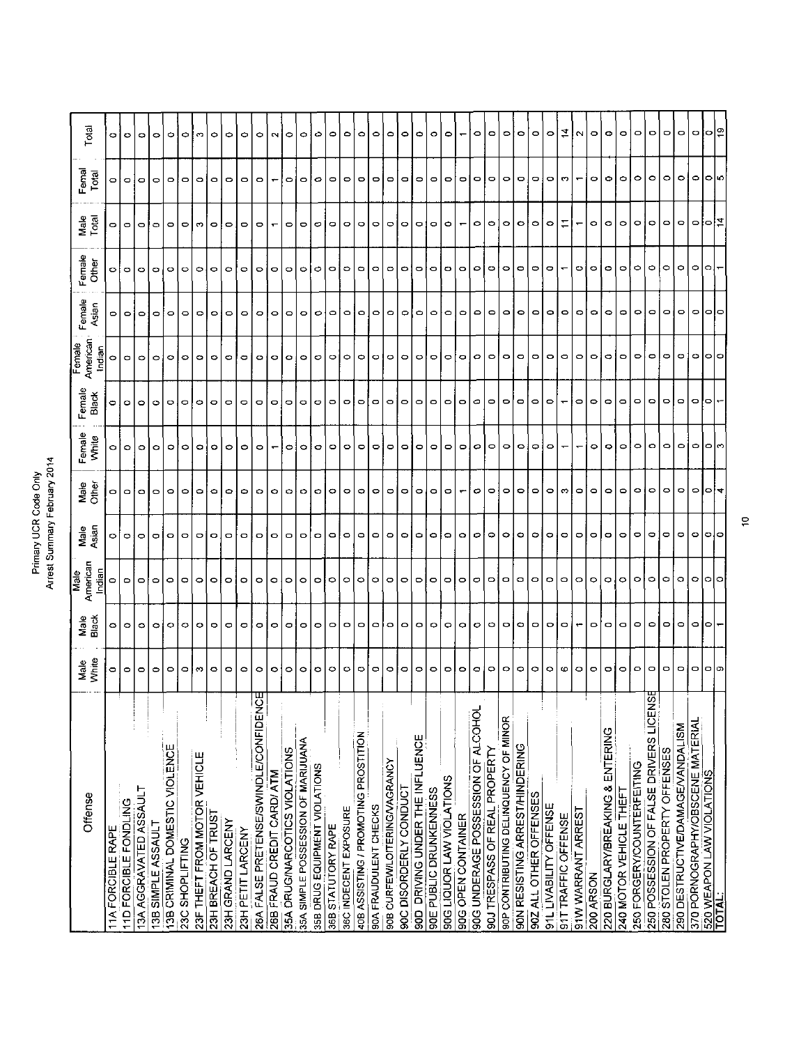# Primary UCR Code Only
## Arrest Summary February 2014

| Offense | Male White | Male Black | Male American Indian | Male Asian | Male Other | Female White | Female Black | Female American Indian | Female Asian | Female Other | Male Total | Femal Total | Total |
|---|---|---|---|---|---|---|---|---|---|---|---|---|---|
| 11A FORCIBLE RAPE | 0 | 0 | 0 | 0 | 0 | 0 | 0 | 0 | 0 | 0 | 0 | 0 | 0 |
| 11D FORCIBLE FONDLING | 0 | 0 | 0 | 0 | 0 | 0 | 0 | 0 | 0 | 0 | 0 | 0 | 0 |
| 13A AGGRAVATED ASSAULT | 0 | 0 | 0 | 0 | 0 | 0 | 0 | 0 | 0 | 0 | 0 | 0 | 0 |
| 13B SIMPLE ASSAULT | 0 | 0 | 0 | 0 | 0 | 0 | 0 | 0 | 0 | 0 | 0 | 0 | 0 |
| 13B CRIMINAL DOMESTIC VIOLENCE | 0 | 0 | 0 | 0 | 0 | 0 | 0 | 0 | 0 | 0 | 0 | 0 | 0 |
| 23C SHOPLIFTING | 0 | 0 | 0 | 0 | 0 | 0 | 0 | 0 | 0 | 0 | 0 | 0 | 0 |
| 23F THEFT FROM MOTOR VEHICLE | 3 | 0 | 0 | 0 | 0 | 0 | 0 | 0 | 0 | 0 | 3 | 0 | 3 |
| 23H BREACH OF TRUST | 0 | 0 | 0 | 0 | 0 | 0 | 0 | 0 | 0 | 0 | 0 | 0 | 0 |
| 23H GRAND LARCENY | 0 | 0 | 0 | 0 | 0 | 0 | 0 | 0 | 0 | 0 | 0 | 0 | 0 |
| 23H PETIT LARCENY | 0 | 0 | 0 | 0 | 0 | 0 | 0 | 0 | 0 | 0 | 0 | 0 | 0 |
| 26A FALSE PRETENSE/SWINDLE/CONFIDENCE | 0 | 0 | 0 | 0 | 0 | 0 | 0 | 0 | 0 | 0 | 0 | 0 | 0 |
| 26B FRAUD CREDIT CARD/ ATM | 0 | 0 | 0 | 0 | 0 | 1 | 0 | 0 | 0 | 0 | 1 | 1 | 2 |
| 35A DRUG/NARCOTICS VIOLATIONS | 0 | 0 | 0 | 0 | 0 | 0 | 0 | 0 | 0 | 0 | 0 | 0 | 0 |
| 35A SIMPLE POSSESSION OF MARIJUANA | 0 | 0 | 0 | 0 | 0 | 0 | 0 | 0 | 0 | 0 | 0 | 0 | 0 |
| 35B DRUG EQUIPMENT VIOLATIONS | 0 | 0 | 0 | 0 | 0 | 0 | 0 | 0 | 0 | 0 | 0 | 0 | 0 |
| 36B STATUTORY RAPE | 0 | 0 | 0 | 0 | 0 | 0 | 0 | 0 | 0 | 0 | 0 | 0 | 0 |
| 36C INDECENT EXPOSURE | 0 | 0 | 0 | 0 | 0 | 0 | 0 | 0 | 0 | 0 | 0 | 0 | 0 |
| 40B ASSISTING / PROMOTING PROSTITION | 0 | 0 | 0 | 0 | 0 | 0 | 0 | 0 | 0 | 0 | 0 | 0 | 0 |
| 90A FRAUDULENT CHECKS | 0 | 0 | 0 | 0 | 0 | 0 | 0 | 0 | 0 | 0 | 0 | 0 | 0 |
| 90B CURFEW/LOITERING/VAGRANCY | 0 | 0 | 0 | 0 | 0 | 0 | 0 | 0 | 0 | 0 | 0 | 0 | 0 |
| 90C DISORDERLY CONDUCT | 0 | 0 | 0 | 0 | 0 | 0 | 0 | 0 | 0 | 0 | 0 | 0 | 0 |
| 90D DRIVING UNDER THE INFLUENCE | 0 | 0 | 0 | 0 | 0 | 0 | 0 | 0 | 0 | 0 | 0 | 0 | 0 |
| 90E PUBLIC DRUNKENNESS | 0 | 0 | 0 | 0 | 0 | 0 | 0 | 0 | 0 | 0 | 0 | 0 | 0 |
| 90G LIQUOR LAW VIOLATIONS | 0 | 0 | 0 | 0 | 0 | 0 | 0 | 0 | 0 | 0 | 0 | 0 | 0 |
| 90G OPEN CONTAINER | 0 | 0 | 0 | 0 | 1 | 0 | 0 | 0 | 0 | 0 | 1 | 0 | 1 |
| 90G UNDERAGE POSSESSION OF ALCOHOL | 0 | 0 | 0 | 0 | 0 | 0 | 0 | 0 | 0 | 0 | 0 | 0 | 0 |
| 90J TRESPASS OF REAL PROPERTY | 0 | 0 | 0 | 0 | 0 | 0 | 0 | 0 | 0 | 0 | 0 | 0 | 0 |
| 90P CONTRIBUTING DELINQUENCY OF MINOR | 0 | 0 | 0 | 0 | 0 | 0 | 0 | 0 | 0 | 0 | 0 | 0 | 0 |
| 90N RESISTING ARREST/HINDERING | 0 | 0 | 0 | 0 | 0 | 0 | 0 | 0 | 0 | 0 | 0 | 0 | 0 |
| 90Z ALL OTHER OFFENSES | 0 | 0 | 0 | 0 | 0 | 0 | 0 | 0 | 0 | 0 | 0 | 0 | 0 |
| 91L LIVABILITY OFFENSE | 0 | 0 | 0 | 0 | 0 | 0 | 0 | 0 | 0 | 0 | 0 | 0 | 0 |
| 91T TRAFFIC OFFENSE | 6 | 0 | 0 | 0 | 3 | 1 | 1 | 0 | 0 | 1 | 11 | 3 | 14 |
| 91W WARRANT ARREST | 0 | 1 | 0 | 0 | 0 | 1 | 0 | 0 | 0 | 0 | 1 | 1 | 2 |
| 200 ARSON | 0 | 0 | 0 | 0 | 0 | 0 | 0 | 0 | 0 | 0 | 0 | 0 | 0 |
| 220 BURGLARY/BREAKING & ENTERING | 0 | 0 | 0 | 0 | 0 | 0 | 0 | 0 | 0 | 0 | 0 | 0 | 0 |
| 240 MOTOR VEHICLE THEFT | 0 | 0 | 0 | 0 | 0 | 0 | 0 | 0 | 0 | 0 | 0 | 0 | 0 |
| 250 FORGERY/COUNTERFEITING | 0 | 0 | 0 | 0 | 0 | 0 | 0 | 0 | 0 | 0 | 0 | 0 | 0 |
| 250 POSSESSION OF FALSE DRIVERS LICENSE | 0 | 0 | 0 | 0 | 0 | 0 | 0 | 0 | 0 | 0 | 0 | 0 | 0 |
| 280 STOLEN PROPERTY OFFENSES | 0 | 0 | 0 | 0 | 0 | 0 | 0 | 0 | 0 | 0 | 0 | 0 | 0 |
| 290 DESTRUCTIVE/DAMAGE/VANDALISM | 0 | 0 | 0 | 0 | 0 | 0 | 0 | 0 | 0 | 0 | 0 | 0 | 0 |
| 370 PORNOGRAPHY/OBSCENE MATERIAL | 0 | 0 | 0 | 0 | 0 | 0 | 0 | 0 | 0 | 0 | 0 | 0 | 0 |
| 520 WEAPON LAW VIOLATIONS | 0 | 0 | 0 | 0 | 0 | 0 | 0 | 0 | 0 | 0 | 0 | 0 | 0 |
| TOTAL: | 9 | 1 | 0 | 0 | 4 | 3 | 1 | 0 | 0 | 1 | 14 | 5 | 19 |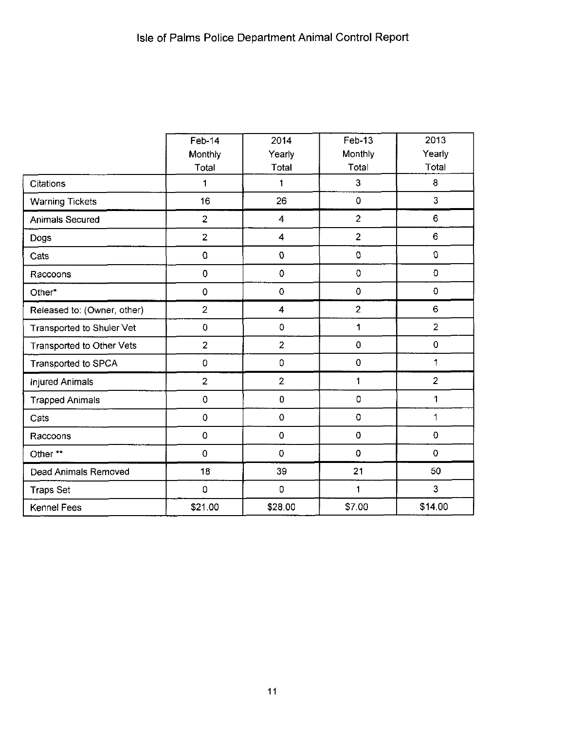# Isle of Palms Police Department Animal Control Report

| | Feb-14 Monthly Total | 2014 Yearly Total | Feb-13 Monthly Total | 2013 Yearly Total |
|---|---|---|---|---|
| Citations | 1 | 1 | 3 | 8 |
| Warning Tickets | 16 | 26 | 0 | 3 |
| Animals Secured | 2 | 4 | 2 | 6 |
| Dogs | 2 | 4 | 2 | 6 |
| Cats | 0 | 0 | 0 | 0 |
| Raccoons | 0 | 0 | 0 | 0 |
| Other* | 0 | 0 | 0 | 0 |
| Released to: (Owner, other) | 2 | 4 | 2 | 6 |
| Transported to Shuler Vet | 0 | 0 | 1 | 2 |
| Transported to Other Vets | 2 | 2 | 0 | 0 |
| Transported to SPCA | 0 | 0 | 0 | 1 |
| Injured Animals | 2 | 2 | 1 | 2 |
| Trapped Animals | 0 | 0 | 0 | 1 |
| Cats | 0 | 0 | 0 | 1 |
| Raccoons | 0 | 0 | 0 | 0 |
| Other ** | 0 | 0 | 0 | 0 |
| Dead Animals Removed | 18 | 39 | 21 | 50 |
| Traps Set | 0 | 0 | 1 | 3 |
| Kennel Fees | $21.00 | $28.00 | $7.00 | $14.00 |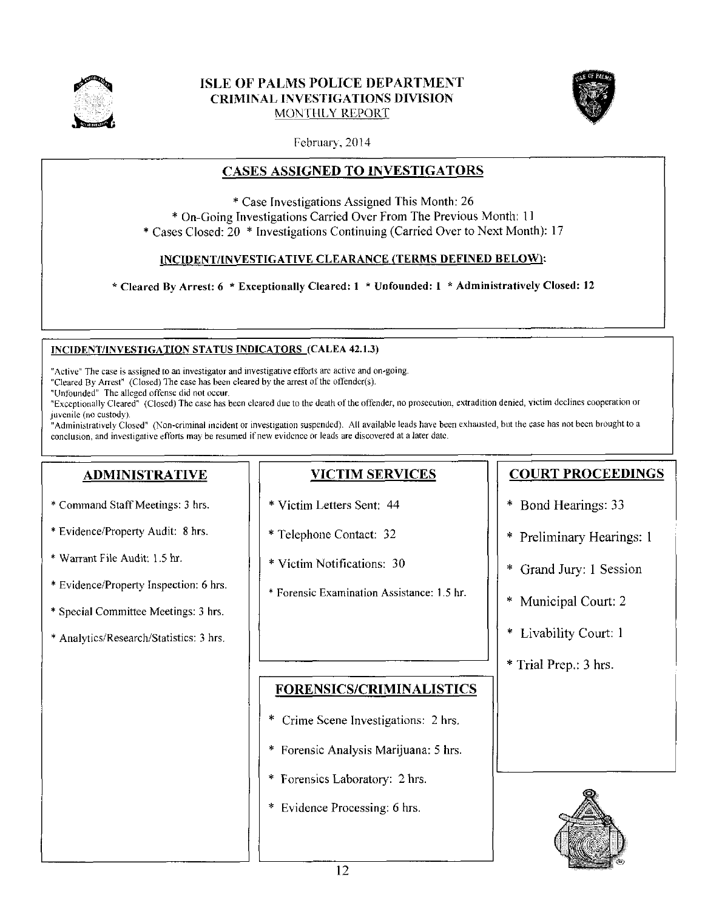# ISLE OF PALMS POLICE DEPARTMENT
## CRIMINAL INVESTIGATIONS DIVISION
### MONTHLY REPORT

February, 2014

## CASES ASSIGNED TO INVESTIGATORS

* Case Investigations Assigned This Month: 26
* On-Going Investigations Carried Over From The Previous Month: 11
* Cases Closed: 20 * Investigations Continuing (Carried Over to Next Month): 17

**INCIDENT/INVESTIGATIVE CLEARANCE (TERMS DEFINED BELOW):**

**\* Cleared By Arrest: 6 \* Exceptionally Cleared: 1 \* Unfounded: 1 \* Administratively Closed: 12**

**INCIDENT/INVESTIGATION STATUS INDICATORS (CALEA 42.1.3)**

"Active" The case is assigned to an investigator and investigative efforts are active and on-going.
"Cleared By Arrest" (Closed) The case has been cleared by the arrest of the offender(s).
"Unfounded" The alleged offense did not occur.
"Exceptionally Cleared" (Closed) The case has been cleared due to the death of the offender, no prosecution, extradition denied, victim declines cooperation or juvenile (no custody).
"Administratively Closed" (Non-criminal incident or investigation suspended). All available leads have been exhausted, but the case has not been brought to a conclusion, and investigative efforts may be resumed if new evidence or leads are discovered at a later date.

## ADMINISTRATIVE

* Command Staff Meetings: 3 hrs.
* Evidence/Property Audit: 8 hrs.
* Warrant File Audit: 1.5 hr.
* Evidence/Property Inspection: 6 hrs.
* Special Committee Meetings: 3 hrs.
* Analytics/Research/Statistics: 3 hrs.

## VICTIM SERVICES

* Victim Letters Sent: 44
* Telephone Contact: 32
* Victim Notifications: 30
* Forensic Examination Assistance: 1.5 hr.

## FORENSICS/CRIMINALISTICS

* Crime Scene Investigations: 2 hrs.
* Forensic Analysis Marijuana: 5 hrs.
* Forensics Laboratory: 2 hrs.
* Evidence Processing: 6 hrs.

## COURT PROCEEDINGS

* Bond Hearings: 33
* Preliminary Hearings: 1
* Grand Jury: 1 Session
* Municipal Court: 2
* Livability Court: 1
* Trial Prep.: 3 hrs.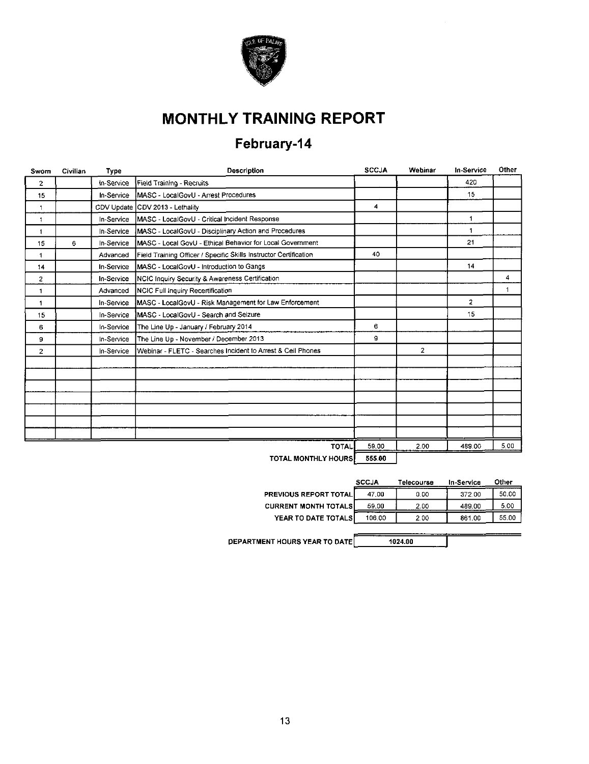# MONTHLY TRAINING REPORT

## February-14

| Sworn | Civilian | Type | Description | SCCJA | Webinar | In-Service | Other |
|---|---|---|---|---|---|---|---|
| 2 | | In-Service | Field Training - Recruits | | | 420 | |
| 15 | | In-Service | MASC - LocalGovU - Arrest Procedures | | | 15 | |
| 1 | | CDV Update | CDV 2013 - Lethality | 4 | | | |
| 1 | | In-Service | MASC - LocalGovU - Critical Incident Response | | | 1 | |
| 1 | | In-Service | MASC - LocalGovU - Disciplinary Action and Procedures | | | 1 | |
| 15 | 6 | In-Service | MASC - Local GovU - Ethical Behavior for Local Government | | | 21 | |
| 1 | | Advanced | Field Training Officer / Specific Skills Instructor Certification | 40 | | | |
| 14 | | In-Service | MASC - LocalGovU - Introduction to Gangs | | | 14 | |
| 2 | | In-Service | NCIC Inquiry Security & Awareness Certification | | | | 4 |
| 1 | | Advanced | NCIC Full Inquiry Recertification | | | | 1 |
| 1 | | In-Service | MASC - LocalGovU - Risk Management for Law Enforcement | | | 2 | |
| 15 | | In-Service | MASC - LocalGovU - Search and Seizure | | | 15 | |
| 6 | | In-Service | The Line Up - January / February 2014 | 6 | | | |
| 9 | | In-Service | The Line Up - November / December 2013 | 9 | | | |
| 2 | | In-Service | Webinar - FLETC - Searches Incident to Arrest & Cell Phones | | 2 | | |
| | | | **TOTAL** | 59.00 | 2.00 | 489.00 | 5.00 |
| | | | **TOTAL MONTHLY HOURS** | 555.00 | | | |

| | SCCJA | Telecourse | In-Service | Other |
|---|---|---|---|---|
| **PREVIOUS REPORT TOTAL** | 47.00 | 0.00 | 372.00 | 50.00 |
| **CURRENT MONTH TOTALS** | 59.00 | 2.00 | 489.00 | 5.00 |
| **YEAR TO DATE TOTALS** | 106.00 | 2.00 | 861.00 | 55.00 |

**DEPARTMENT HOURS YEAR TO DATE** 1024.00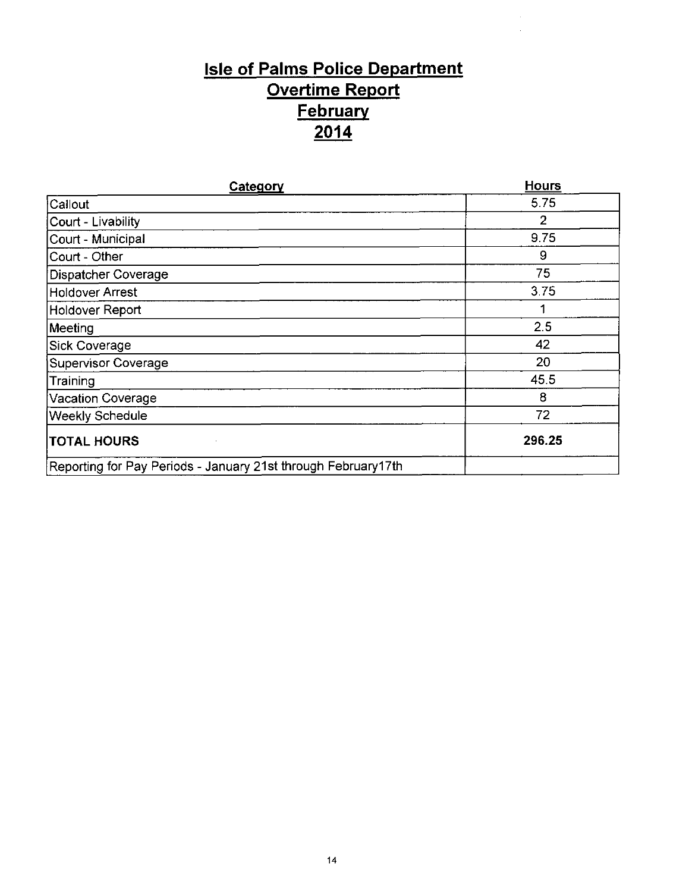# Isle of Palms Police Department

## Overtime Report

## February

## 2014

| Category | Hours |
|---|---|
| Callout | 5.75 |
| Court - Livability | 2 |
| Court - Municipal | 9.75 |
| Court - Other | 9 |
| Dispatcher Coverage | 75 |
| Holdover Arrest | 3.75 |
| Holdover Report | 1 |
| Meeting | 2.5 |
| Sick Coverage | 42 |
| Supervisor Coverage | 20 |
| Training | 45.5 |
| Vacation Coverage | 8 |
| Weekly Schedule | 72 |
| **TOTAL HOURS** | **296.25** |
| Reporting for Pay Periods - January 21st through February17th | |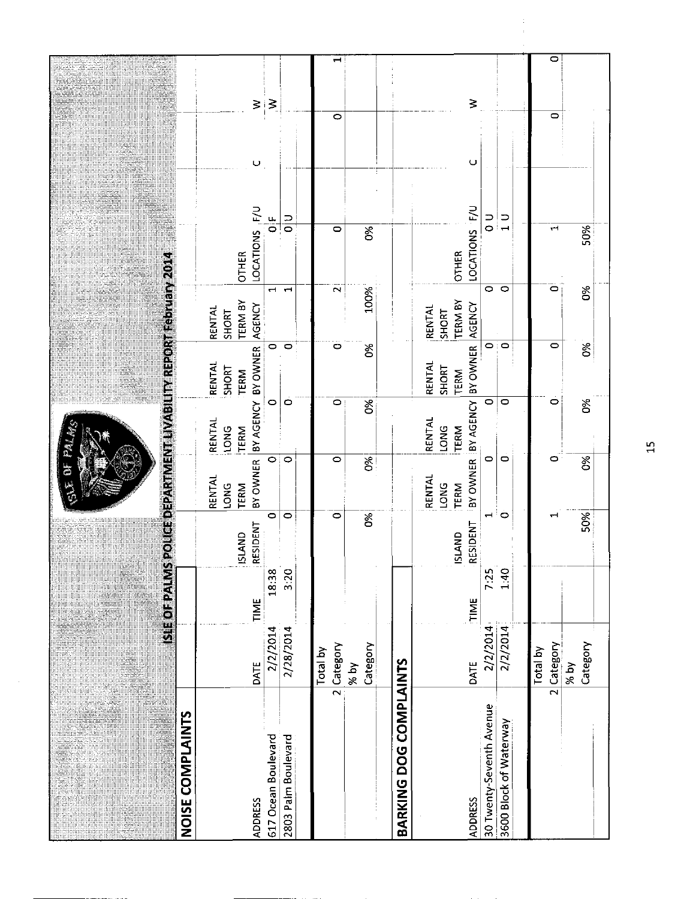# ISLE OF PALMS POLICE DEPARTMENT LIVABILITY REPORT February 2014

## NOISE COMPLAINTS

| ADDRESS | DATE | TIME | ISLAND RESIDENT | RENTAL LONG TERM BY OWNER | RENTAL LONG TERM BY AGENCY | RENTAL SHORT TERM BY OWNER | RENTAL SHORT TERM BY AGENCY | OTHER LOCATIONS | F/U | C | W |
|---|---|---|---|---|---|---|---|---|---|---|---|
| 617 Ocean Boulevard | 2/2/2014 | 18:38 | 0 | 0 | 0 | 0 | 1 | 0 | F | | W |
| 2803 Palm Boulevard | 2/28/2014 | 3:20 | 0 | 0 | 0 | 0 | 1 | 0 | U | | W |
| 2 | Total by Category | | 0 | 0 | 0 | 0 | 2 | 0 | | 0 | 1 |
| | % by Category | | 0% | 0% | 0% | 0% | 100% | 0% | | | |

## BARKING DOG COMPLAINTS

| ADDRESS | DATE | TIME | ISLAND RESIDENT | RENTAL LONG TERM BY OWNER | RENTAL LONG TERM BY AGENCY | RENTAL SHORT TERM BY OWNER | RENTAL SHORT TERM BY AGENCY | OTHER LOCATIONS | F/U | C | W |
|---|---|---|---|---|---|---|---|---|---|---|---|
| 30 Twenty-Seventh Avenue | 2/2/2014 | 7:25 | 1 | 0 | 0 | 0 | 0 | 0 | U | | |
| 3600 Block of Waterway | 2/2/2014 | 1:40 | 0 | 0 | 0 | 0 | 0 | 1 | U | | |
| 2 | Total by Category | | 1 | 0 | 0 | 0 | 0 | 1 | | 0 | 0 |
| | % by Category | | 50% | 0% | 0% | 0% | 0% | 50% | | | |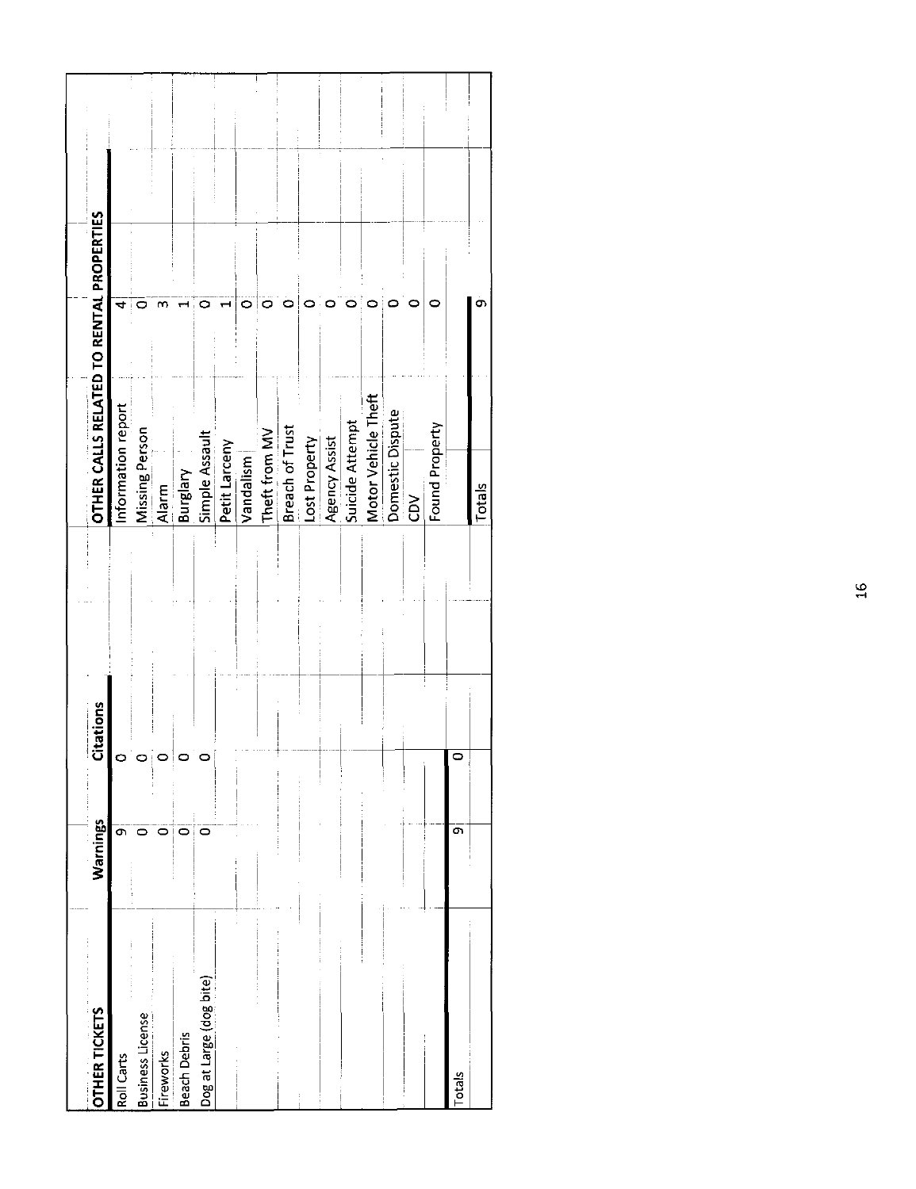| OTHER TICKETS | Warnings | Citations |
|---|---|---|
| Roll Carts | 9 | 0 |
| Business License | 0 | 0 |
| Fireworks | 0 | 0 |
| Beach Debris | 0 | 0 |
| Dog at Large (dog bite) | 0 | 0 |
| Totals | 9 | 0 |

| OTHER CALLS RELATED TO RENTAL PROPERTIES | |
|---|---|
| Information report | 4 |
| Missing Person | 0 |
| Alarm | 3 |
| Burglary | 1 |
| Simple Assault | 0 |
| Petit Larceny | 1 |
| Vandalism | 0 |
| Theft from MV | 0 |
| Breach of Trust | 0 |
| Lost Property | 0 |
| Agency Assist | 0 |
| Suicide Attempt | 0 |
| Motor Vehicle Theft | 0 |
| Domestic Dispute | 0 |
| CDV | 0 |
| Found Property | 0 |
| Totals | 9 |